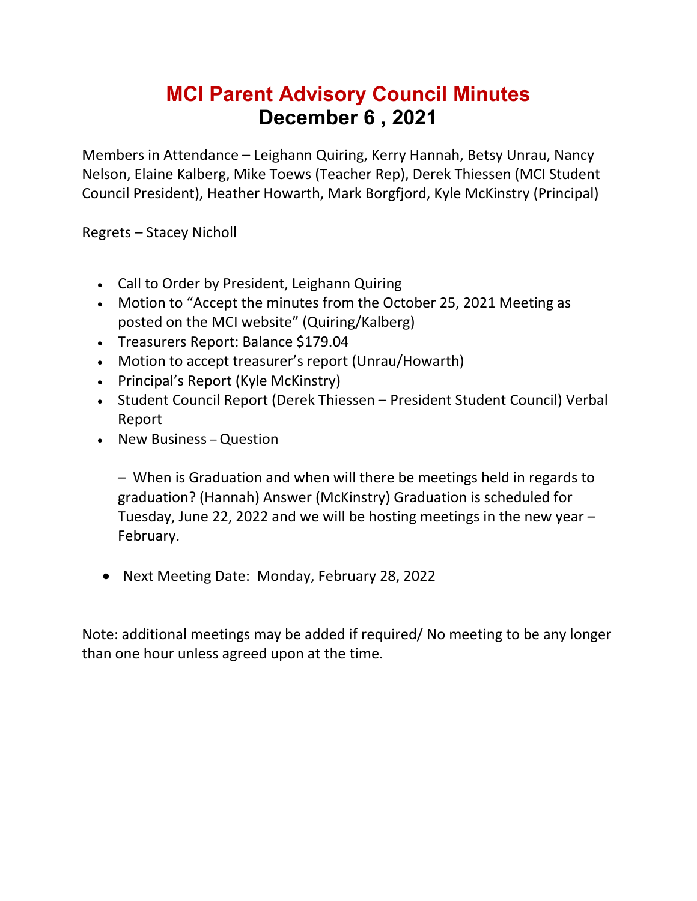# MCI Parent Advisory Council Minutes
## December 6 , 2021

Members in Attendance – Leighann Quiring, Kerry Hannah, Betsy Unrau, Nancy Nelson, Elaine Kalberg, Mike Toews (Teacher Rep), Derek Thiessen (MCI Student Council President), Heather Howarth, Mark Borgfjord, Kyle McKinstry (Principal)

Regrets – Stacey Nicholl

- Call to Order by President, Leighann Quiring
- Motion to "Accept the minutes from the October 25, 2021 Meeting as posted on the MCI website" (Quiring/Kalberg)
- Treasurers Report: Balance $179.04
- Motion to accept treasurer's report (Unrau/Howarth)
- Principal's Report (Kyle McKinstry)
- Student Council Report (Derek Thiessen – President Student Council) Verbal Report
- New Business – Question

  – When is Graduation and when will there be meetings held in regards to graduation? (Hannah) Answer (McKinstry) Graduation is scheduled for Tuesday, June 22, 2022 and we will be hosting meetings in the new year – February.

- Next Meeting Date: Monday, February 28, 2022

Note: additional meetings may be added if required/ No meeting to be any longer than one hour unless agreed upon at the time.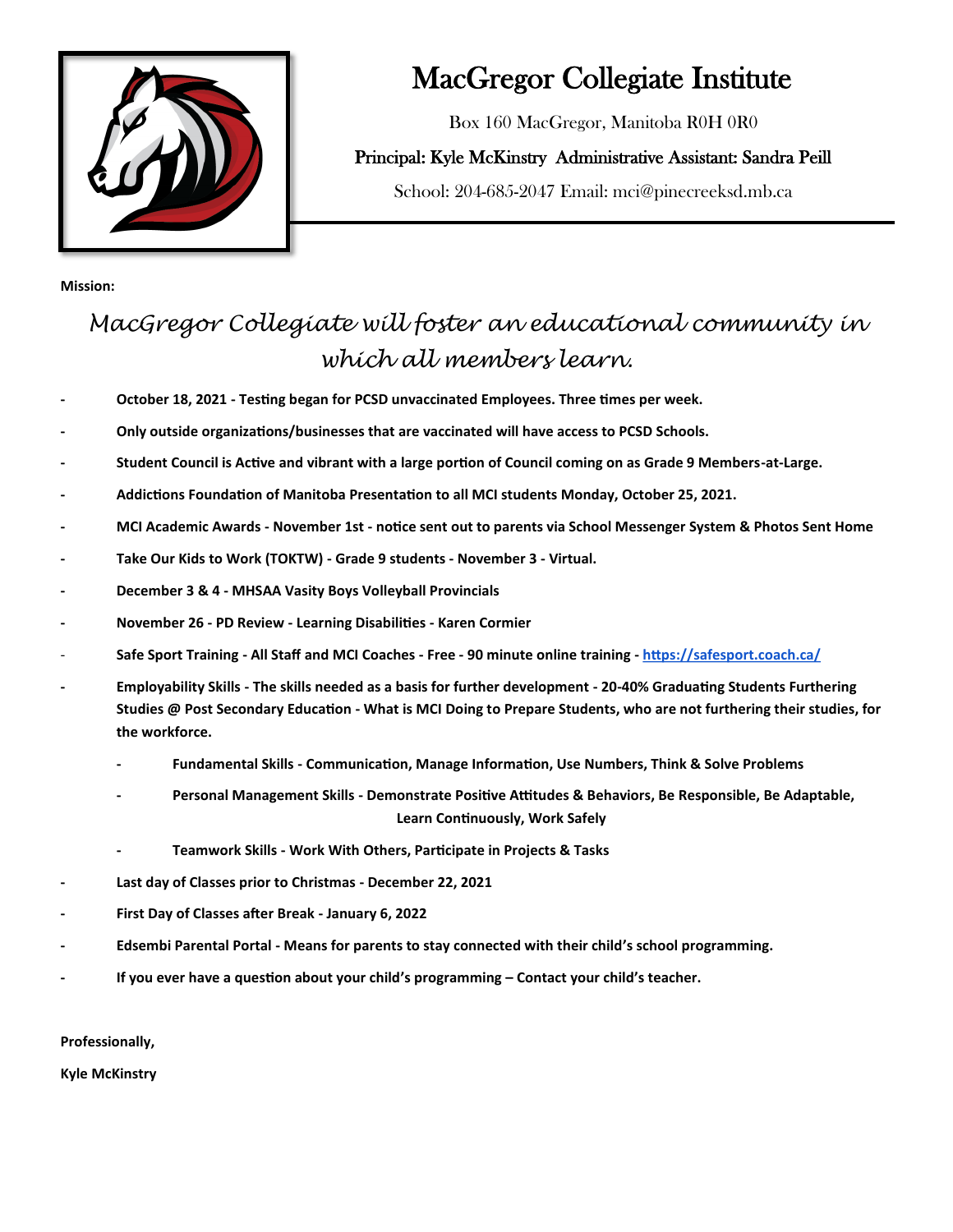# MacGregor Collegiate Institute

Box 160 MacGregor, Manitoba R0H 0R0

Principal: Kyle McKinstry Administrative Assistant: Sandra Peill

School: 204-685-2047 Email: mci@pinecreeksd.mb.ca

**Mission:**

*MacGregor Collegiate will foster an educational community in which all members learn.*

- **October 18, 2021 - Testing began for PCSD unvaccinated Employees. Three times per week.**
- **Only outside organizations/businesses that are vaccinated will have access to PCSD Schools.**
- **Student Council is Active and vibrant with a large portion of Council coming on as Grade 9 Members-at-Large.**
- **Addictions Foundation of Manitoba Presentation to all MCI students Monday, October 25, 2021.**
- **MCI Academic Awards - November 1st - notice sent out to parents via School Messenger System & Photos Sent Home**
- **Take Our Kids to Work (TOKTW) - Grade 9 students - November 3 - Virtual.**
- **December 3 & 4 - MHSAA Vasity Boys Volleyball Provincials**
- **November 26 - PD Review - Learning Disabilities - Karen Cormier**
- **Safe Sport Training - All Staff and MCI Coaches - Free - 90 minute online training - [https://safesport.coach.ca/](https://safesport.coach.ca/)**
- **Employability Skills - The skills needed as a basis for further development - 20-40% Graduating Students Furthering Studies @ Post Secondary Education - What is MCI Doing to Prepare Students, who are not furthering their studies, for the workforce.**
    - **Fundamental Skills - Communication, Manage Information, Use Numbers, Think & Solve Problems**
    - **Personal Management Skills - Demonstrate Positive Attitudes & Behaviors, Be Responsible, Be Adaptable, Learn Continuously, Work Safely**
    - **Teamwork Skills - Work With Others, Participate in Projects & Tasks**
- **Last day of Classes prior to Christmas - December 22, 2021**
- **First Day of Classes after Break - January 6, 2022**
- **Edsembi Parental Portal - Means for parents to stay connected with their child's school programming.**
- **If you ever have a question about your child's programming – Contact your child's teacher.**

**Professionally,**

**Kyle McKinstry**